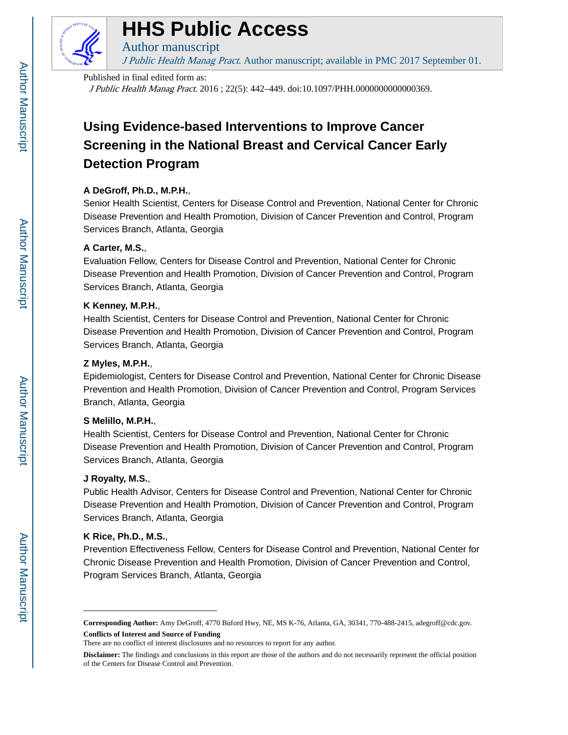# HHS Public Access

Author manuscript

*J Public Health Manag Pract*. Author manuscript; available in PMC 2017 September 01.

Published in final edited form as:

*J Public Health Manag Pract*. 2016 ; 22(5): 442–449. doi:10.1097/PHH.0000000000000369.

# Using Evidence-based Interventions to Improve Cancer Screening in the National Breast and Cervical Cancer Early Detection Program

**A DeGroff, Ph.D., M.P.H.**,
Senior Health Scientist, Centers for Disease Control and Prevention, National Center for Chronic Disease Prevention and Health Promotion, Division of Cancer Prevention and Control, Program Services Branch, Atlanta, Georgia

**A Carter, M.S.**,
Evaluation Fellow, Centers for Disease Control and Prevention, National Center for Chronic Disease Prevention and Health Promotion, Division of Cancer Prevention and Control, Program Services Branch, Atlanta, Georgia

**K Kenney, M.P.H.**,
Health Scientist, Centers for Disease Control and Prevention, National Center for Chronic Disease Prevention and Health Promotion, Division of Cancer Prevention and Control, Program Services Branch, Atlanta, Georgia

**Z Myles, M.P.H.**,
Epidemiologist, Centers for Disease Control and Prevention, National Center for Chronic Disease Prevention and Health Promotion, Division of Cancer Prevention and Control, Program Services Branch, Atlanta, Georgia

**S Melillo, M.P.H.**,
Health Scientist, Centers for Disease Control and Prevention, National Center for Chronic Disease Prevention and Health Promotion, Division of Cancer Prevention and Control, Program Services Branch, Atlanta, Georgia

**J Royalty, M.S.**,
Public Health Advisor, Centers for Disease Control and Prevention, National Center for Chronic Disease Prevention and Health Promotion, Division of Cancer Prevention and Control, Program Services Branch, Atlanta, Georgia

**K Rice, Ph.D., M.S.**,
Prevention Effectiveness Fellow, Centers for Disease Control and Prevention, National Center for Chronic Disease Prevention and Health Promotion, Division of Cancer Prevention and Control, Program Services Branch, Atlanta, Georgia

---

**Corresponding Author:** Amy DeGroff, 4770 Buford Hwy, NE, MS K-76, Atlanta, GA, 30341, 770-488-2415, adegroff@cdc.gov.

**Conflicts of Interest and Source of Funding**
There are no conflict of interest disclosures and no resources to report for any author.

**Disclaimer:** The findings and conclusions in this report are those of the authors and do not necessarily represent the official position of the Centers for Disease Control and Prevention.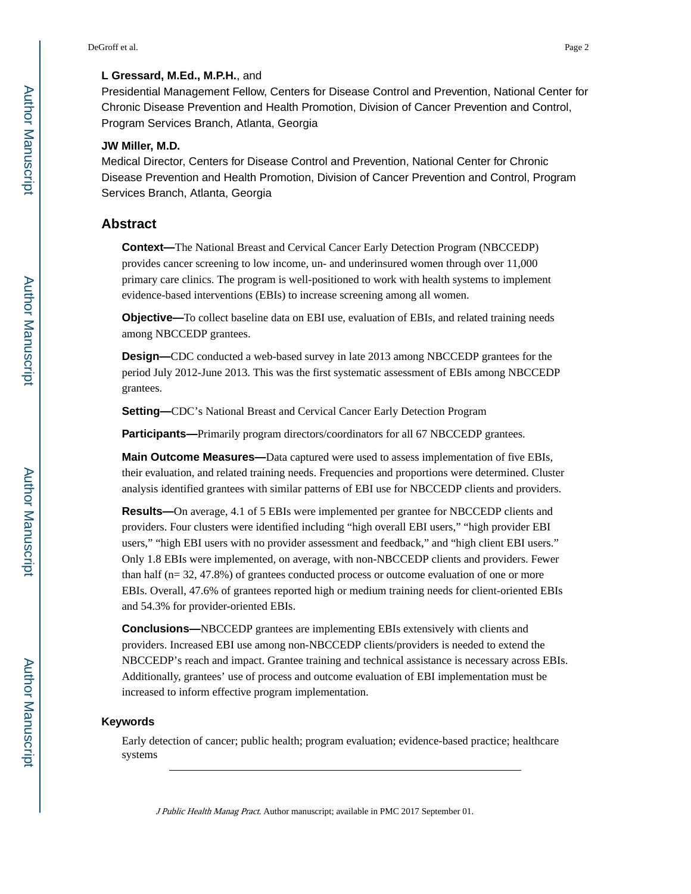**L Gressard, M.Ed., M.P.H.**, and

Presidential Management Fellow, Centers for Disease Control and Prevention, National Center for Chronic Disease Prevention and Health Promotion, Division of Cancer Prevention and Control, Program Services Branch, Atlanta, Georgia

**JW Miller, M.D.**

Medical Director, Centers for Disease Control and Prevention, National Center for Chronic Disease Prevention and Health Promotion, Division of Cancer Prevention and Control, Program Services Branch, Atlanta, Georgia

## Abstract

**Context—**The National Breast and Cervical Cancer Early Detection Program (NBCCEDP) provides cancer screening to low income, un- and underinsured women through over 11,000 primary care clinics. The program is well-positioned to work with health systems to implement evidence-based interventions (EBIs) to increase screening among all women.

**Objective—**To collect baseline data on EBI use, evaluation of EBIs, and related training needs among NBCCEDP grantees.

**Design—**CDC conducted a web-based survey in late 2013 among NBCCEDP grantees for the period July 2012-June 2013. This was the first systematic assessment of EBIs among NBCCEDP grantees.

**Setting—**CDC's National Breast and Cervical Cancer Early Detection Program

**Participants—**Primarily program directors/coordinators for all 67 NBCCEDP grantees.

**Main Outcome Measures—**Data captured were used to assess implementation of five EBIs, their evaluation, and related training needs. Frequencies and proportions were determined. Cluster analysis identified grantees with similar patterns of EBI use for NBCCEDP clients and providers.

**Results—**On average, 4.1 of 5 EBIs were implemented per grantee for NBCCEDP clients and providers. Four clusters were identified including "high overall EBI users," "high provider EBI users," "high EBI users with no provider assessment and feedback," and "high client EBI users." Only 1.8 EBIs were implemented, on average, with non-NBCCEDP clients and providers. Fewer than half (n= 32, 47.8%) of grantees conducted process or outcome evaluation of one or more EBIs. Overall, 47.6% of grantees reported high or medium training needs for client-oriented EBIs and 54.3% for provider-oriented EBIs.

**Conclusions—**NBCCEDP grantees are implementing EBIs extensively with clients and providers. Increased EBI use among non-NBCCEDP clients/providers is needed to extend the NBCCEDP's reach and impact. Grantee training and technical assistance is necessary across EBIs. Additionally, grantees' use of process and outcome evaluation of EBI implementation must be increased to inform effective program implementation.

### Keywords

Early detection of cancer; public health; program evaluation; evidence-based practice; healthcare systems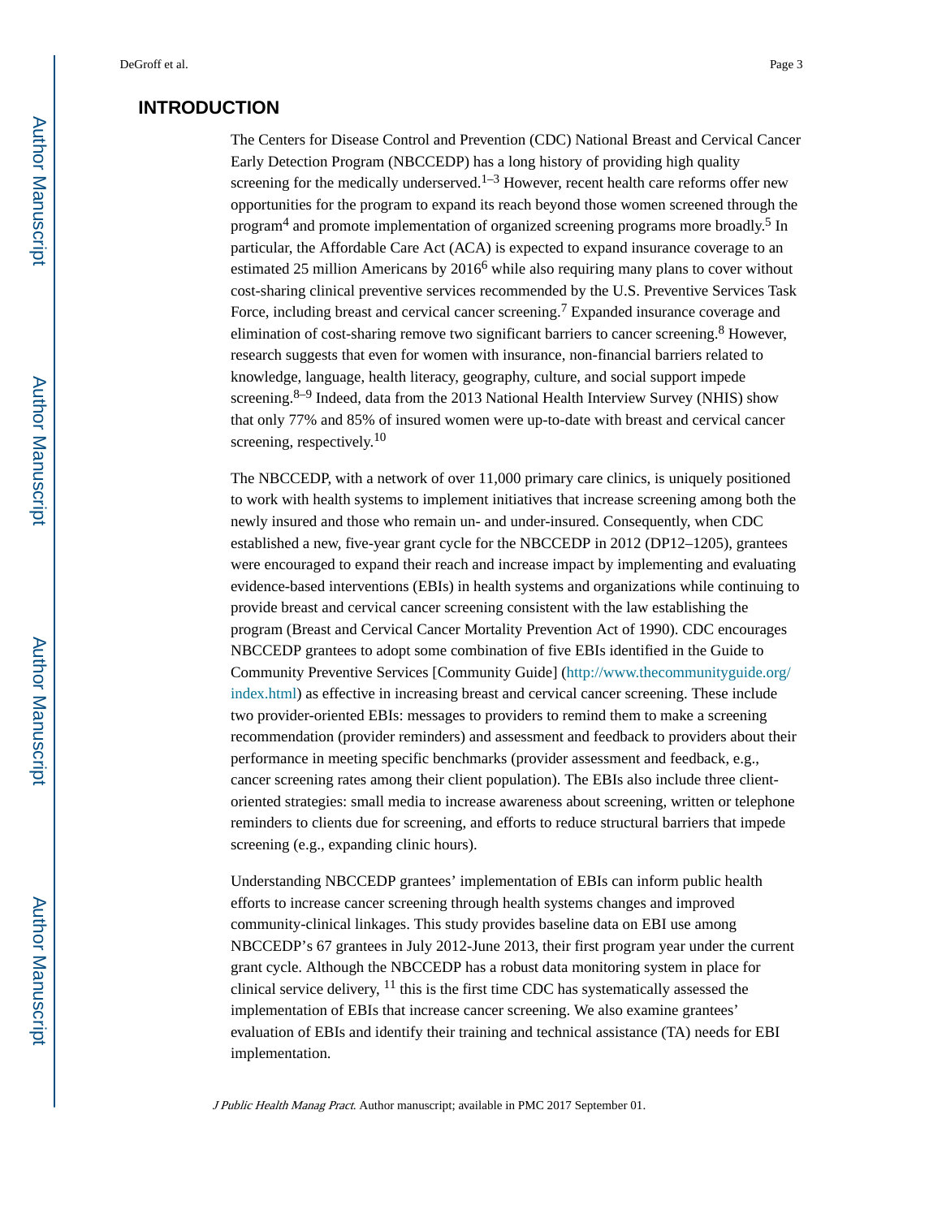## INTRODUCTION

The Centers for Disease Control and Prevention (CDC) National Breast and Cervical Cancer Early Detection Program (NBCCEDP) has a long history of providing high quality screening for the medically underserved.[1–3] However, recent health care reforms offer new opportunities for the program to expand its reach beyond those women screened through the program[4] and promote implementation of organized screening programs more broadly.[5] In particular, the Affordable Care Act (ACA) is expected to expand insurance coverage to an estimated 25 million Americans by 2016[6] while also requiring many plans to cover without cost-sharing clinical preventive services recommended by the U.S. Preventive Services Task Force, including breast and cervical cancer screening.[7] Expanded insurance coverage and elimination of cost-sharing remove two significant barriers to cancer screening.[8] However, research suggests that even for women with insurance, non-financial barriers related to knowledge, language, health literacy, geography, culture, and social support impede screening.[8–9] Indeed, data from the 2013 National Health Interview Survey (NHIS) show that only 77% and 85% of insured women were up-to-date with breast and cervical cancer screening, respectively.[10]

The NBCCEDP, with a network of over 11,000 primary care clinics, is uniquely positioned to work with health systems to implement initiatives that increase screening among both the newly insured and those who remain un- and under-insured. Consequently, when CDC established a new, five-year grant cycle for the NBCCEDP in 2012 (DP12–1205), grantees were encouraged to expand their reach and increase impact by implementing and evaluating evidence-based interventions (EBIs) in health systems and organizations while continuing to provide breast and cervical cancer screening consistent with the law establishing the program (Breast and Cervical Cancer Mortality Prevention Act of 1990). CDC encourages NBCCEDP grantees to adopt some combination of five EBIs identified in the Guide to Community Preventive Services [Community Guide] (http://www.thecommunityguide.org/index.html) as effective in increasing breast and cervical cancer screening. These include two provider-oriented EBIs: messages to providers to remind them to make a screening recommendation (provider reminders) and assessment and feedback to providers about their performance in meeting specific benchmarks (provider assessment and feedback, e.g., cancer screening rates among their client population). The EBIs also include three client-oriented strategies: small media to increase awareness about screening, written or telephone reminders to clients due for screening, and efforts to reduce structural barriers that impede screening (e.g., expanding clinic hours).

Understanding NBCCEDP grantees' implementation of EBIs can inform public health efforts to increase cancer screening through health systems changes and improved community-clinical linkages. This study provides baseline data on EBI use among NBCCEDP's 67 grantees in July 2012-June 2013, their first program year under the current grant cycle. Although the NBCCEDP has a robust data monitoring system in place for clinical service delivery, [11] this is the first time CDC has systematically assessed the implementation of EBIs that increase cancer screening. We also examine grantees' evaluation of EBIs and identify their training and technical assistance (TA) needs for EBI implementation.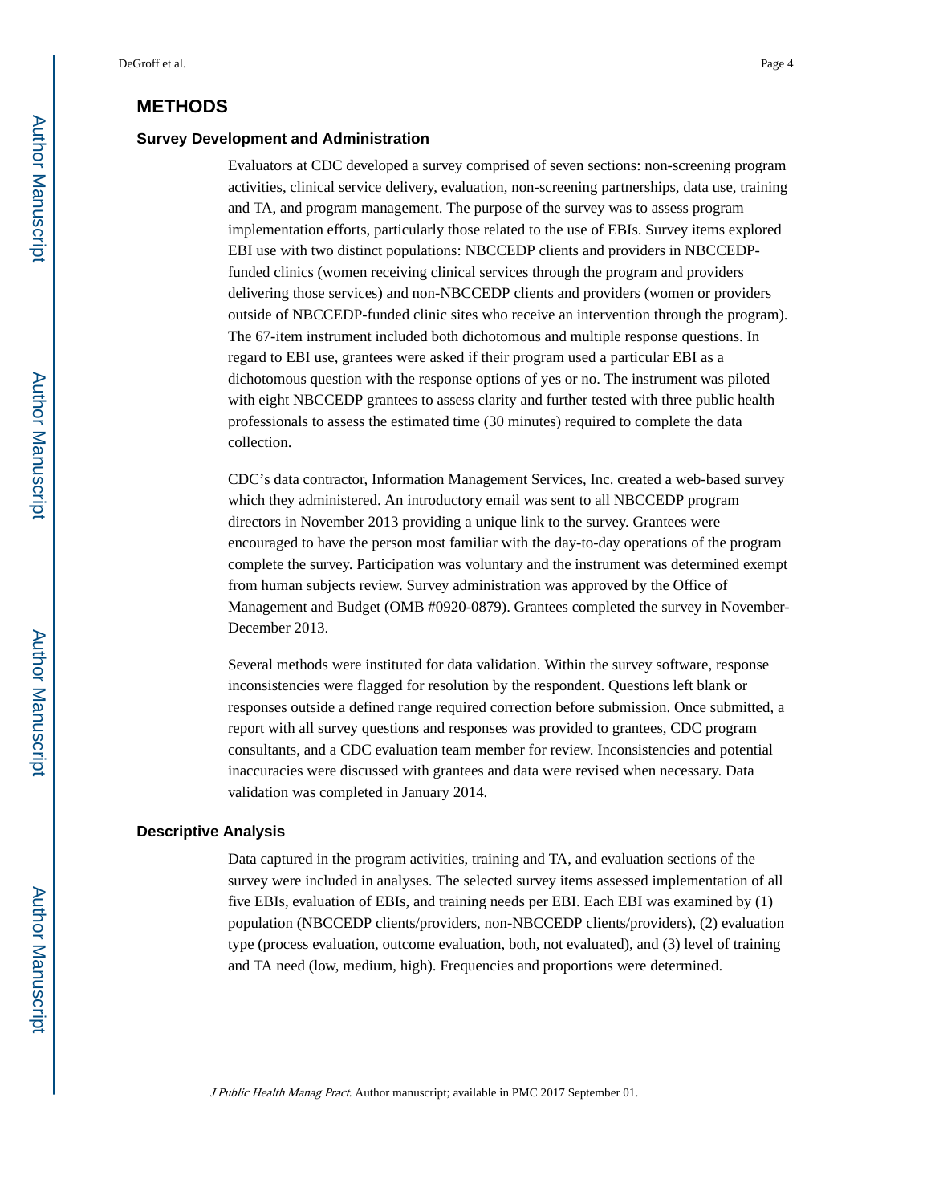## METHODS

### Survey Development and Administration

Evaluators at CDC developed a survey comprised of seven sections: non-screening program activities, clinical service delivery, evaluation, non-screening partnerships, data use, training and TA, and program management. The purpose of the survey was to assess program implementation efforts, particularly those related to the use of EBIs. Survey items explored EBI use with two distinct populations: NBCCEDP clients and providers in NBCCEDP-funded clinics (women receiving clinical services through the program and providers delivering those services) and non-NBCCEDP clients and providers (women or providers outside of NBCCEDP-funded clinic sites who receive an intervention through the program). The 67-item instrument included both dichotomous and multiple response questions. In regard to EBI use, grantees were asked if their program used a particular EBI as a dichotomous question with the response options of yes or no. The instrument was piloted with eight NBCCEDP grantees to assess clarity and further tested with three public health professionals to assess the estimated time (30 minutes) required to complete the data collection.

CDC's data contractor, Information Management Services, Inc. created a web-based survey which they administered. An introductory email was sent to all NBCCEDP program directors in November 2013 providing a unique link to the survey. Grantees were encouraged to have the person most familiar with the day-to-day operations of the program complete the survey. Participation was voluntary and the instrument was determined exempt from human subjects review. Survey administration was approved by the Office of Management and Budget (OMB #0920-0879). Grantees completed the survey in November-December 2013.

Several methods were instituted for data validation. Within the survey software, response inconsistencies were flagged for resolution by the respondent. Questions left blank or responses outside a defined range required correction before submission. Once submitted, a report with all survey questions and responses was provided to grantees, CDC program consultants, and a CDC evaluation team member for review. Inconsistencies and potential inaccuracies were discussed with grantees and data were revised when necessary. Data validation was completed in January 2014.

### Descriptive Analysis

Data captured in the program activities, training and TA, and evaluation sections of the survey were included in analyses. The selected survey items assessed implementation of all five EBIs, evaluation of EBIs, and training needs per EBI. Each EBI was examined by (1) population (NBCCEDP clients/providers, non-NBCCEDP clients/providers), (2) evaluation type (process evaluation, outcome evaluation, both, not evaluated), and (3) level of training and TA need (low, medium, high). Frequencies and proportions were determined.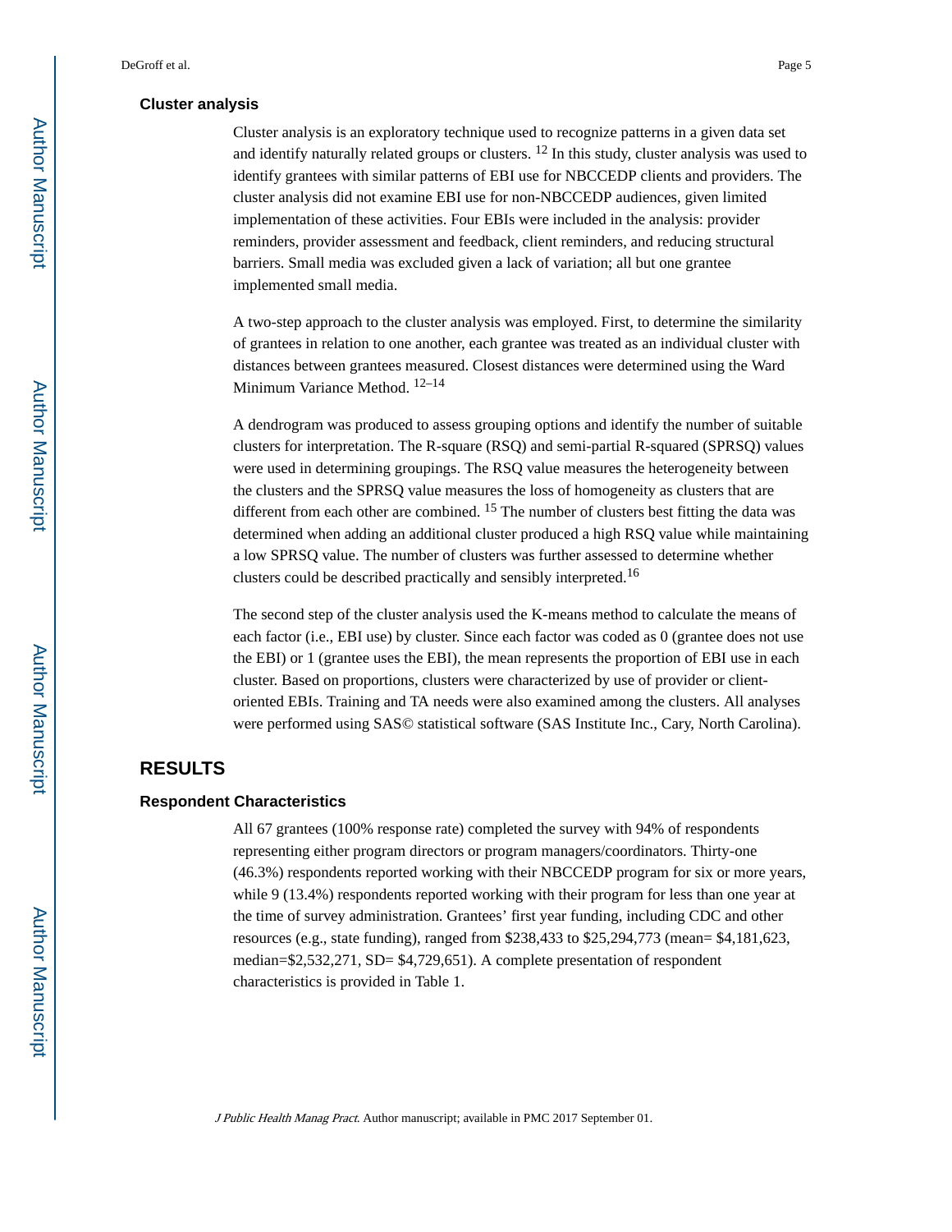### Cluster analysis

Cluster analysis is an exploratory technique used to recognize patterns in a given data set and identify naturally related groups or clusters. [12] In this study, cluster analysis was used to identify grantees with similar patterns of EBI use for NBCCEDP clients and providers. The cluster analysis did not examine EBI use for non-NBCCEDP audiences, given limited implementation of these activities. Four EBIs were included in the analysis: provider reminders, provider assessment and feedback, client reminders, and reducing structural barriers. Small media was excluded given a lack of variation; all but one grantee implemented small media.

A two-step approach to the cluster analysis was employed. First, to determine the similarity of grantees in relation to one another, each grantee was treated as an individual cluster with distances between grantees measured. Closest distances were determined using the Ward Minimum Variance Method. [12–14]

A dendrogram was produced to assess grouping options and identify the number of suitable clusters for interpretation. The R-square (RSQ) and semi-partial R-squared (SPRSQ) values were used in determining groupings. The RSQ value measures the heterogeneity between the clusters and the SPRSQ value measures the loss of homogeneity as clusters that are different from each other are combined. [15] The number of clusters best fitting the data was determined when adding an additional cluster produced a high RSQ value while maintaining a low SPRSQ value. The number of clusters was further assessed to determine whether clusters could be described practically and sensibly interpreted.[16]

The second step of the cluster analysis used the K-means method to calculate the means of each factor (i.e., EBI use) by cluster. Since each factor was coded as 0 (grantee does not use the EBI) or 1 (grantee uses the EBI), the mean represents the proportion of EBI use in each cluster. Based on proportions, clusters were characterized by use of provider or client-oriented EBIs. Training and TA needs were also examined among the clusters. All analyses were performed using SAS© statistical software (SAS Institute Inc., Cary, North Carolina).

## RESULTS

### Respondent Characteristics

All 67 grantees (100% response rate) completed the survey with 94% of respondents representing either program directors or program managers/coordinators. Thirty-one (46.3%) respondents reported working with their NBCCEDP program for six or more years, while 9 (13.4%) respondents reported working with their program for less than one year at the time of survey administration. Grantees' first year funding, including CDC and other resources (e.g., state funding), ranged from $238,433 to $25,294,773 (mean= $4,181,623, median=$2,532,271, SD= $4,729,651). A complete presentation of respondent characteristics is provided in Table 1.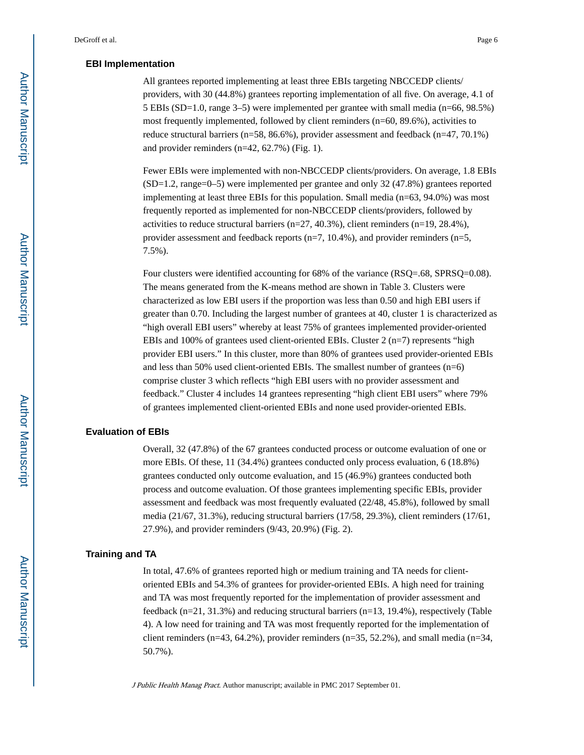### EBI Implementation

All grantees reported implementing at least three EBIs targeting NBCCEDP clients/providers, with 30 (44.8%) grantees reporting implementation of all five. On average, 4.1 of 5 EBIs (SD=1.0, range 3–5) were implemented per grantee with small media (n=66, 98.5%) most frequently implemented, followed by client reminders (n=60, 89.6%), activities to reduce structural barriers (n=58, 86.6%), provider assessment and feedback (n=47, 70.1%) and provider reminders (n=42, 62.7%) (Fig. 1).

Fewer EBIs were implemented with non-NBCCEDP clients/providers. On average, 1.8 EBIs (SD=1.2, range=0–5) were implemented per grantee and only 32 (47.8%) grantees reported implementing at least three EBIs for this population. Small media (n=63, 94.0%) was most frequently reported as implemented for non-NBCCEDP clients/providers, followed by activities to reduce structural barriers (n=27, 40.3%), client reminders (n=19, 28.4%), provider assessment and feedback reports (n=7, 10.4%), and provider reminders (n=5, 7.5%).

Four clusters were identified accounting for 68% of the variance (RSQ=.68, SPRSQ=0.08). The means generated from the K-means method are shown in Table 3. Clusters were characterized as low EBI users if the proportion was less than 0.50 and high EBI users if greater than 0.70. Including the largest number of grantees at 40, cluster 1 is characterized as "high overall EBI users" whereby at least 75% of grantees implemented provider-oriented EBIs and 100% of grantees used client-oriented EBIs. Cluster 2 (n=7) represents "high provider EBI users." In this cluster, more than 80% of grantees used provider-oriented EBIs and less than 50% used client-oriented EBIs. The smallest number of grantees (n=6) comprise cluster 3 which reflects "high EBI users with no provider assessment and feedback." Cluster 4 includes 14 grantees representing "high client EBI users" where 79% of grantees implemented client-oriented EBIs and none used provider-oriented EBIs.

### Evaluation of EBIs

Overall, 32 (47.8%) of the 67 grantees conducted process or outcome evaluation of one or more EBIs. Of these, 11 (34.4%) grantees conducted only process evaluation, 6 (18.8%) grantees conducted only outcome evaluation, and 15 (46.9%) grantees conducted both process and outcome evaluation. Of those grantees implementing specific EBIs, provider assessment and feedback was most frequently evaluated (22/48, 45.8%), followed by small media (21/67, 31.3%), reducing structural barriers (17/58, 29.3%), client reminders (17/61, 27.9%), and provider reminders (9/43, 20.9%) (Fig. 2).

### Training and TA

In total, 47.6% of grantees reported high or medium training and TA needs for client-oriented EBIs and 54.3% of grantees for provider-oriented EBIs. A high need for training and TA was most frequently reported for the implementation of provider assessment and feedback (n=21, 31.3%) and reducing structural barriers (n=13, 19.4%), respectively (Table 4). A low need for training and TA was most frequently reported for the implementation of client reminders (n=43, 64.2%), provider reminders (n=35, 52.2%), and small media (n=34, 50.7%).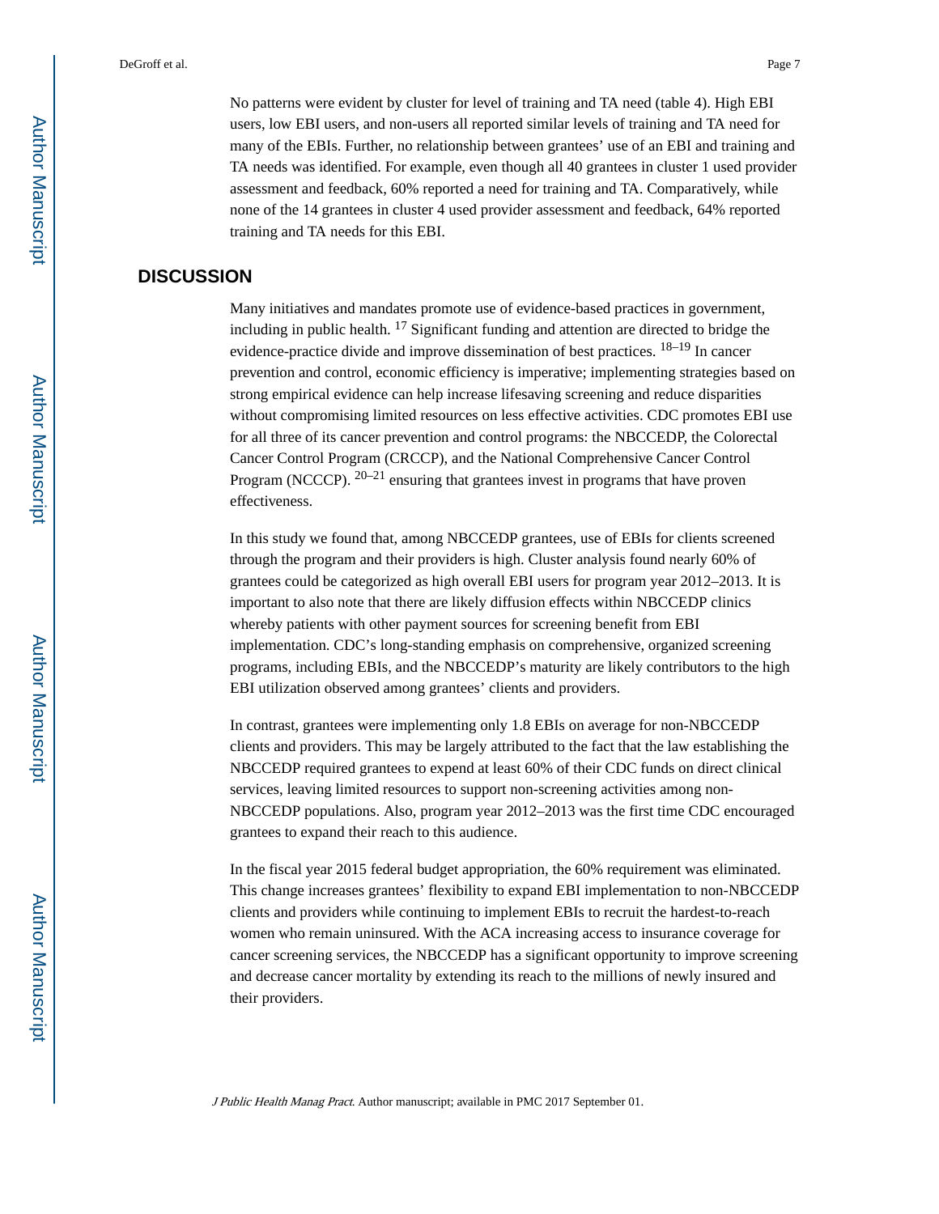No patterns were evident by cluster for level of training and TA need (table 4). High EBI users, low EBI users, and non-users all reported similar levels of training and TA need for many of the EBIs. Further, no relationship between grantees' use of an EBI and training and TA needs was identified. For example, even though all 40 grantees in cluster 1 used provider assessment and feedback, 60% reported a need for training and TA. Comparatively, while none of the 14 grantees in cluster 4 used provider assessment and feedback, 64% reported training and TA needs for this EBI.

## DISCUSSION

Many initiatives and mandates promote use of evidence-based practices in government, including in public health. [17] Significant funding and attention are directed to bridge the evidence-practice divide and improve dissemination of best practices. [18–19] In cancer prevention and control, economic efficiency is imperative; implementing strategies based on strong empirical evidence can help increase lifesaving screening and reduce disparities without compromising limited resources on less effective activities. CDC promotes EBI use for all three of its cancer prevention and control programs: the NBCCEDP, the Colorectal Cancer Control Program (CRCCP), and the National Comprehensive Cancer Control Program (NCCCP). [20–21] ensuring that grantees invest in programs that have proven effectiveness.

In this study we found that, among NBCCEDP grantees, use of EBIs for clients screened through the program and their providers is high. Cluster analysis found nearly 60% of grantees could be categorized as high overall EBI users for program year 2012–2013. It is important to also note that there are likely diffusion effects within NBCCEDP clinics whereby patients with other payment sources for screening benefit from EBI implementation. CDC's long-standing emphasis on comprehensive, organized screening programs, including EBIs, and the NBCCEDP's maturity are likely contributors to the high EBI utilization observed among grantees' clients and providers.

In contrast, grantees were implementing only 1.8 EBIs on average for non-NBCCEDP clients and providers. This may be largely attributed to the fact that the law establishing the NBCCEDP required grantees to expend at least 60% of their CDC funds on direct clinical services, leaving limited resources to support non-screening activities among non-NBCCEDP populations. Also, program year 2012–2013 was the first time CDC encouraged grantees to expand their reach to this audience.

In the fiscal year 2015 federal budget appropriation, the 60% requirement was eliminated. This change increases grantees' flexibility to expand EBI implementation to non-NBCCEDP clients and providers while continuing to implement EBIs to recruit the hardest-to-reach women who remain uninsured. With the ACA increasing access to insurance coverage for cancer screening services, the NBCCEDP has a significant opportunity to improve screening and decrease cancer mortality by extending its reach to the millions of newly insured and their providers.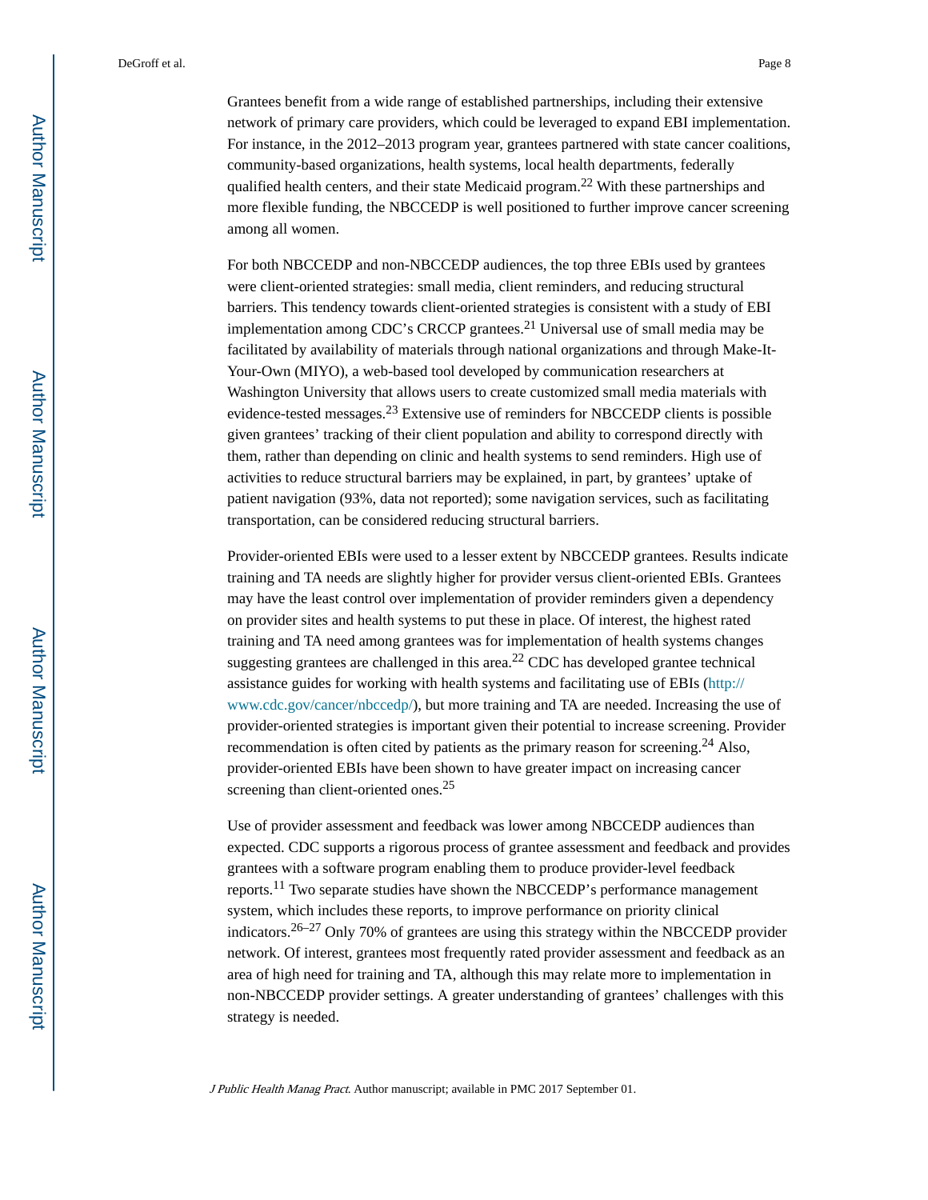Grantees benefit from a wide range of established partnerships, including their extensive network of primary care providers, which could be leveraged to expand EBI implementation. For instance, in the 2012–2013 program year, grantees partnered with state cancer coalitions, community-based organizations, health systems, local health departments, federally qualified health centers, and their state Medicaid program.[22] With these partnerships and more flexible funding, the NBCCEDP is well positioned to further improve cancer screening among all women.

For both NBCCEDP and non-NBCCEDP audiences, the top three EBIs used by grantees were client-oriented strategies: small media, client reminders, and reducing structural barriers. This tendency towards client-oriented strategies is consistent with a study of EBI implementation among CDC's CRCCP grantees.[21] Universal use of small media may be facilitated by availability of materials through national organizations and through Make-It-Your-Own (MIYO), a web-based tool developed by communication researchers at Washington University that allows users to create customized small media materials with evidence-tested messages.[23] Extensive use of reminders for NBCCEDP clients is possible given grantees' tracking of their client population and ability to correspond directly with them, rather than depending on clinic and health systems to send reminders. High use of activities to reduce structural barriers may be explained, in part, by grantees' uptake of patient navigation (93%, data not reported); some navigation services, such as facilitating transportation, can be considered reducing structural barriers.

Provider-oriented EBIs were used to a lesser extent by NBCCEDP grantees. Results indicate training and TA needs are slightly higher for provider versus client-oriented EBIs. Grantees may have the least control over implementation of provider reminders given a dependency on provider sites and health systems to put these in place. Of interest, the highest rated training and TA need among grantees was for implementation of health systems changes suggesting grantees are challenged in this area.[22] CDC has developed grantee technical assistance guides for working with health systems and facilitating use of EBIs (http://www.cdc.gov/cancer/nbccedp/), but more training and TA are needed. Increasing the use of provider-oriented strategies is important given their potential to increase screening. Provider recommendation is often cited by patients as the primary reason for screening.[24] Also, provider-oriented EBIs have been shown to have greater impact on increasing cancer screening than client-oriented ones.[25]

Use of provider assessment and feedback was lower among NBCCEDP audiences than expected. CDC supports a rigorous process of grantee assessment and feedback and provides grantees with a software program enabling them to produce provider-level feedback reports.[11] Two separate studies have shown the NBCCEDP's performance management system, which includes these reports, to improve performance on priority clinical indicators.[26–27] Only 70% of grantees are using this strategy within the NBCCEDP provider network. Of interest, grantees most frequently rated provider assessment and feedback as an area of high need for training and TA, although this may relate more to implementation in non-NBCCEDP provider settings. A greater understanding of grantees' challenges with this strategy is needed.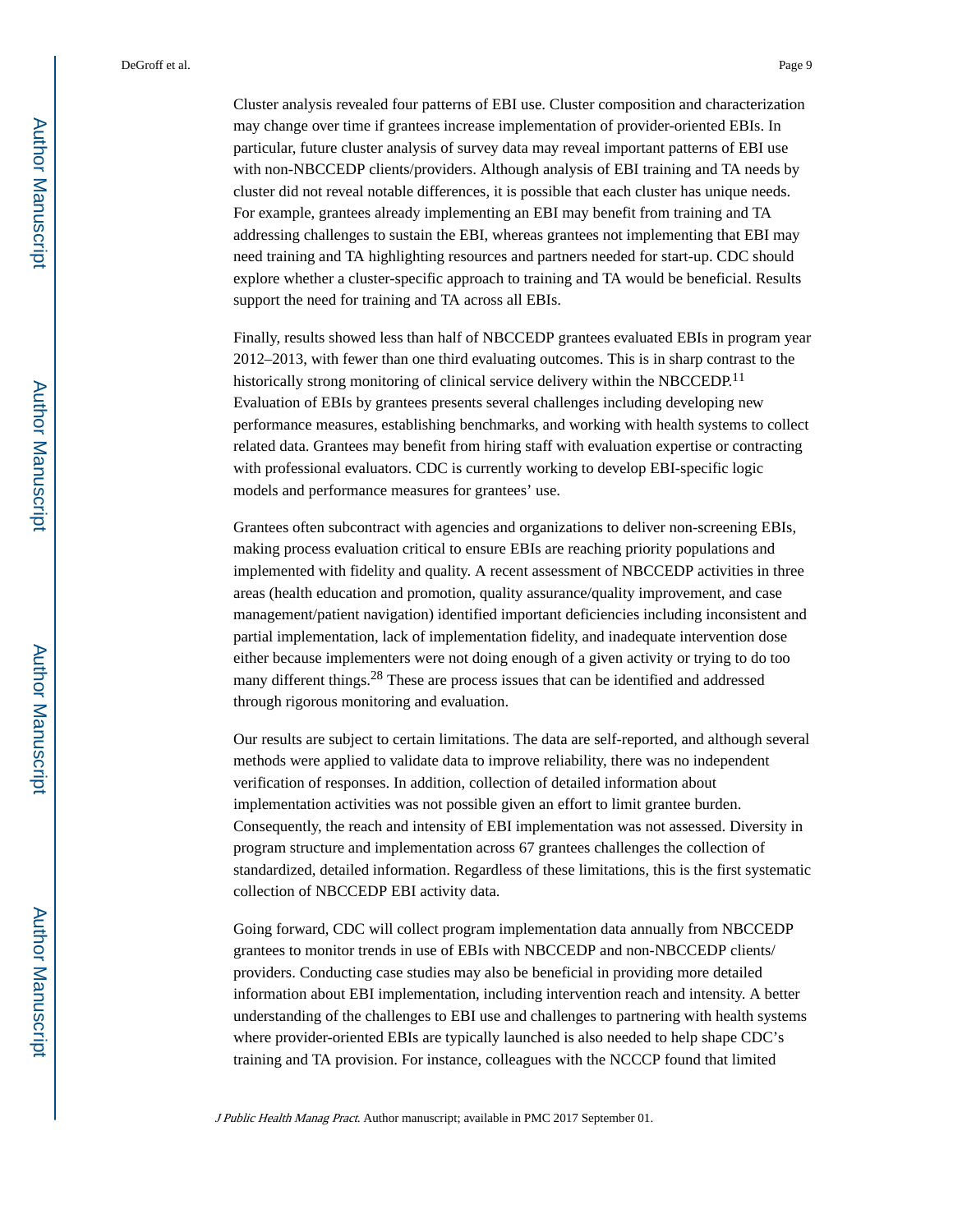Cluster analysis revealed four patterns of EBI use. Cluster composition and characterization may change over time if grantees increase implementation of provider-oriented EBIs. In particular, future cluster analysis of survey data may reveal important patterns of EBI use with non-NBCCEDP clients/providers. Although analysis of EBI training and TA needs by cluster did not reveal notable differences, it is possible that each cluster has unique needs. For example, grantees already implementing an EBI may benefit from training and TA addressing challenges to sustain the EBI, whereas grantees not implementing that EBI may need training and TA highlighting resources and partners needed for start-up. CDC should explore whether a cluster-specific approach to training and TA would be beneficial. Results support the need for training and TA across all EBIs.

Finally, results showed less than half of NBCCEDP grantees evaluated EBIs in program year 2012–2013, with fewer than one third evaluating outcomes. This is in sharp contrast to the historically strong monitoring of clinical service delivery within the NBCCEDP.[11] Evaluation of EBIs by grantees presents several challenges including developing new performance measures, establishing benchmarks, and working with health systems to collect related data. Grantees may benefit from hiring staff with evaluation expertise or contracting with professional evaluators. CDC is currently working to develop EBI-specific logic models and performance measures for grantees' use.

Grantees often subcontract with agencies and organizations to deliver non-screening EBIs, making process evaluation critical to ensure EBIs are reaching priority populations and implemented with fidelity and quality. A recent assessment of NBCCEDP activities in three areas (health education and promotion, quality assurance/quality improvement, and case management/patient navigation) identified important deficiencies including inconsistent and partial implementation, lack of implementation fidelity, and inadequate intervention dose either because implementers were not doing enough of a given activity or trying to do too many different things.[28] These are process issues that can be identified and addressed through rigorous monitoring and evaluation.

Our results are subject to certain limitations. The data are self-reported, and although several methods were applied to validate data to improve reliability, there was no independent verification of responses. In addition, collection of detailed information about implementation activities was not possible given an effort to limit grantee burden. Consequently, the reach and intensity of EBI implementation was not assessed. Diversity in program structure and implementation across 67 grantees challenges the collection of standardized, detailed information. Regardless of these limitations, this is the first systematic collection of NBCCEDP EBI activity data.

Going forward, CDC will collect program implementation data annually from NBCCEDP grantees to monitor trends in use of EBIs with NBCCEDP and non-NBCCEDP clients/providers. Conducting case studies may also be beneficial in providing more detailed information about EBI implementation, including intervention reach and intensity. A better understanding of the challenges to EBI use and challenges to partnering with health systems where provider-oriented EBIs are typically launched is also needed to help shape CDC's training and TA provision. For instance, colleagues with the NCCCP found that limited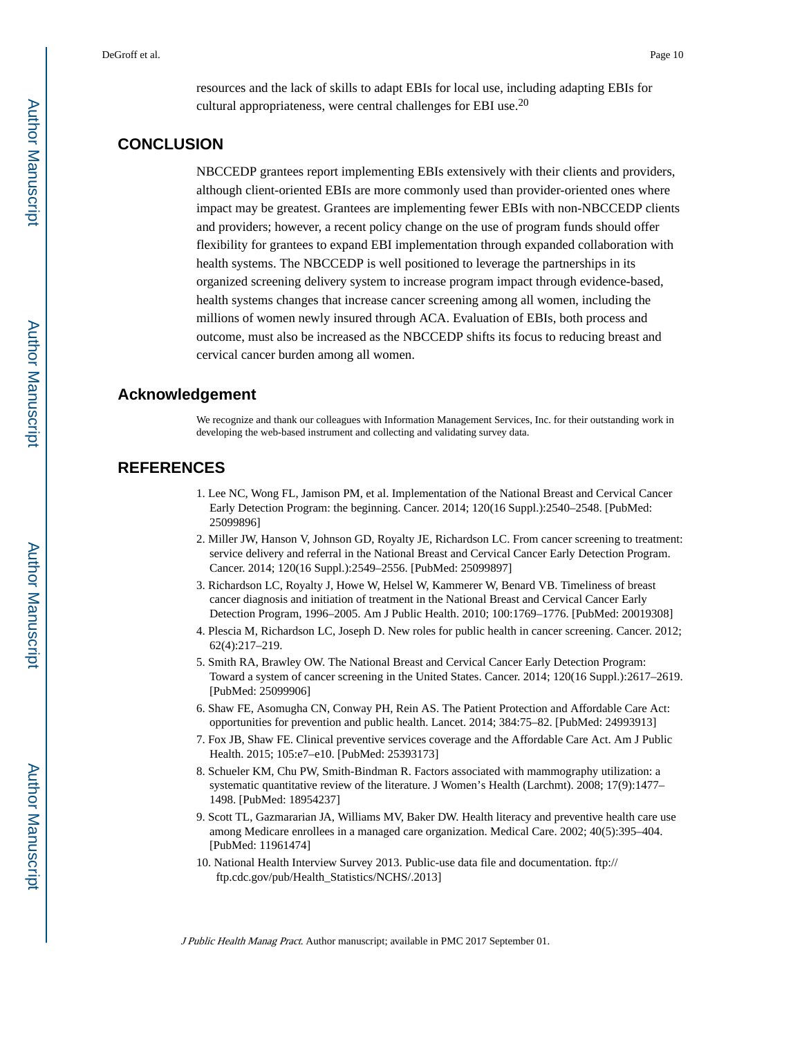resources and the lack of skills to adapt EBIs for local use, including adapting EBIs for cultural appropriateness, were central challenges for EBI use.[20]

## CONCLUSION

NBCCEDP grantees report implementing EBIs extensively with their clients and providers, although client-oriented EBIs are more commonly used than provider-oriented ones where impact may be greatest. Grantees are implementing fewer EBIs with non-NBCCEDP clients and providers; however, a recent policy change on the use of program funds should offer flexibility for grantees to expand EBI implementation through expanded collaboration with health systems. The NBCCEDP is well positioned to leverage the partnerships in its organized screening delivery system to increase program impact through evidence-based, health systems changes that increase cancer screening among all women, including the millions of women newly insured through ACA. Evaluation of EBIs, both process and outcome, must also be increased as the NBCCEDP shifts its focus to reducing breast and cervical cancer burden among all women.

## Acknowledgement

We recognize and thank our colleagues with Information Management Services, Inc. for their outstanding work in developing the web-based instrument and collecting and validating survey data.

## REFERENCES

1. Lee NC, Wong FL, Jamison PM, et al. Implementation of the National Breast and Cervical Cancer Early Detection Program: the beginning. Cancer. 2014; 120(16 Suppl.):2540–2548. [PubMed: 25099896]
2. Miller JW, Hanson V, Johnson GD, Royalty JE, Richardson LC. From cancer screening to treatment: service delivery and referral in the National Breast and Cervical Cancer Early Detection Program. Cancer. 2014; 120(16 Suppl.):2549–2556. [PubMed: 25099897]
3. Richardson LC, Royalty J, Howe W, Helsel W, Kammerer W, Benard VB. Timeliness of breast cancer diagnosis and initiation of treatment in the National Breast and Cervical Cancer Early Detection Program, 1996–2005. Am J Public Health. 2010; 100:1769–1776. [PubMed: 20019308]
4. Plescia M, Richardson LC, Joseph D. New roles for public health in cancer screening. Cancer. 2012; 62(4):217–219.
5. Smith RA, Brawley OW. The National Breast and Cervical Cancer Early Detection Program: Toward a system of cancer screening in the United States. Cancer. 2014; 120(16 Suppl.):2617–2619. [PubMed: 25099906]
6. Shaw FE, Asomugha CN, Conway PH, Rein AS. The Patient Protection and Affordable Care Act: opportunities for prevention and public health. Lancet. 2014; 384:75–82. [PubMed: 24993913]
7. Fox JB, Shaw FE. Clinical preventive services coverage and the Affordable Care Act. Am J Public Health. 2015; 105:e7–e10. [PubMed: 25393173]
8. Schueler KM, Chu PW, Smith-Bindman R. Factors associated with mammography utilization: a systematic quantitative review of the literature. J Women's Health (Larchmt). 2008; 17(9):1477–1498. [PubMed: 18954237]
9. Scott TL, Gazmararian JA, Williams MV, Baker DW. Health literacy and preventive health care use among Medicare enrollees in a managed care organization. Medical Care. 2002; 40(5):395–404. [PubMed: 11961474]
10. National Health Interview Survey 2013. Public-use data file and documentation. ftp://ftp.cdc.gov/pub/Health_Statistics/NCHS/.2013]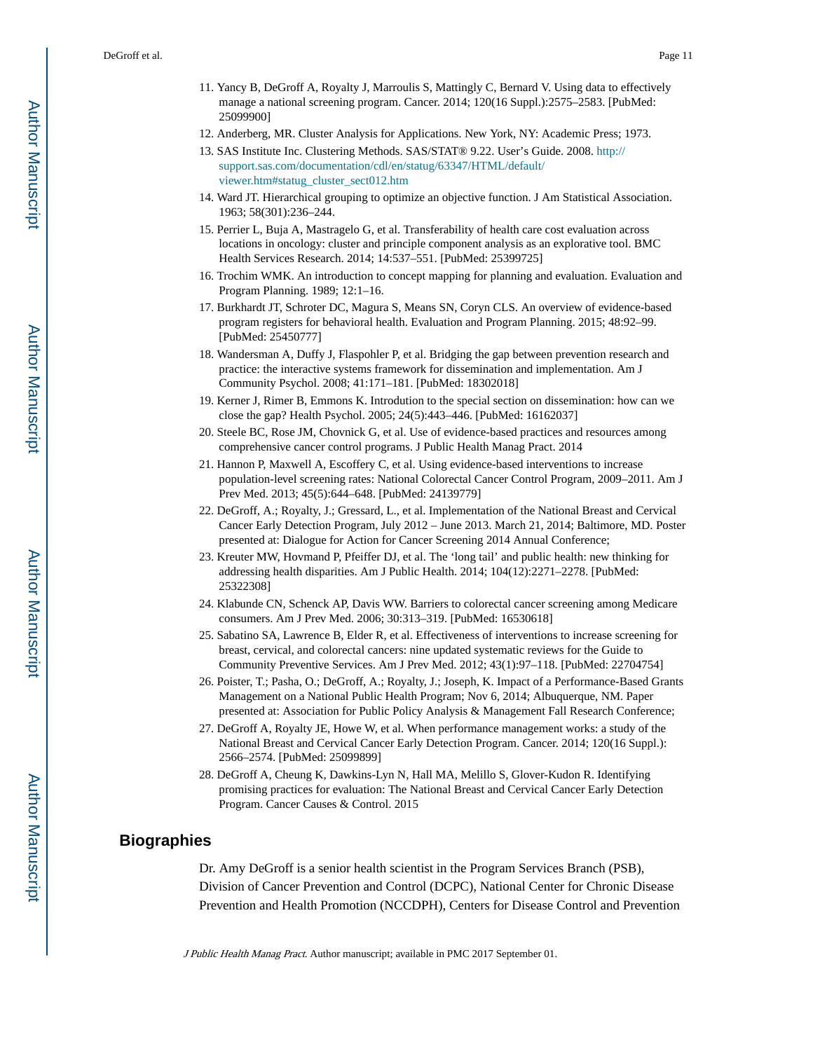11. Yancy B, DeGroff A, Royalty J, Marroulis S, Mattingly C, Bernard V. Using data to effectively manage a national screening program. Cancer. 2014; 120(16 Suppl.):2575–2583. [PubMed: 25099900]
12. Anderberg, MR. Cluster Analysis for Applications. New York, NY: Academic Press; 1973.
13. SAS Institute Inc. Clustering Methods. SAS/STAT® 9.22. User's Guide. 2008. http://support.sas.com/documentation/cdl/en/statug/63347/HTML/default/viewer.htm#statug_cluster_sect012.htm
14. Ward JT. Hierarchical grouping to optimize an objective function. J Am Statistical Association. 1963; 58(301):236–244.
15. Perrier L, Buja A, Mastragelo G, et al. Transferability of health care cost evaluation across locations in oncology: cluster and principle component analysis as an explorative tool. BMC Health Services Research. 2014; 14:537–551. [PubMed: 25399725]
16. Trochim WMK. An introduction to concept mapping for planning and evaluation. Evaluation and Program Planning. 1989; 12:1–16.
17. Burkhardt JT, Schroter DC, Magura S, Means SN, Coryn CLS. An overview of evidence-based program registers for behavioral health. Evaluation and Program Planning. 2015; 48:92–99. [PubMed: 25450777]
18. Wandersman A, Duffy J, Flaspohler P, et al. Bridging the gap between prevention research and practice: the interactive systems framework for dissemination and implementation. Am J Community Psychol. 2008; 41:171–181. [PubMed: 18302018]
19. Kerner J, Rimer B, Emmons K. Introdution to the special section on dissemination: how can we close the gap? Health Psychol. 2005; 24(5):443–446. [PubMed: 16162037]
20. Steele BC, Rose JM, Chovnick G, et al. Use of evidence-based practices and resources among comprehensive cancer control programs. J Public Health Manag Pract. 2014
21. Hannon P, Maxwell A, Escoffery C, et al. Using evidence-based interventions to increase population-level screening rates: National Colorectal Cancer Control Program, 2009–2011. Am J Prev Med. 2013; 45(5):644–648. [PubMed: 24139779]
22. DeGroff, A.; Royalty, J.; Gressard, L., et al. Implementation of the National Breast and Cervical Cancer Early Detection Program, July 2012 – June 2013. March 21, 2014; Baltimore, MD. Poster presented at: Dialogue for Action for Cancer Screening 2014 Annual Conference;
23. Kreuter MW, Hovmand P, Pfeiffer DJ, et al. The 'long tail' and public health: new thinking for addressing health disparities. Am J Public Health. 2014; 104(12):2271–2278. [PubMed: 25322308]
24. Klabunde CN, Schenck AP, Davis WW. Barriers to colorectal cancer screening among Medicare consumers. Am J Prev Med. 2006; 30:313–319. [PubMed: 16530618]
25. Sabatino SA, Lawrence B, Elder R, et al. Effectiveness of interventions to increase screening for breast, cervical, and colorectal cancers: nine updated systematic reviews for the Guide to Community Preventive Services. Am J Prev Med. 2012; 43(1):97–118. [PubMed: 22704754]
26. Poister, T.; Pasha, O.; DeGroff, A.; Royalty, J.; Joseph, K. Impact of a Performance-Based Grants Management on a National Public Health Program; Nov 6, 2014; Albuquerque, NM. Paper presented at: Association for Public Policy Analysis & Management Fall Research Conference;
27. DeGroff A, Royalty JE, Howe W, et al. When performance management works: a study of the National Breast and Cervical Cancer Early Detection Program. Cancer. 2014; 120(16 Suppl.): 2566–2574. [PubMed: 25099899]
28. DeGroff A, Cheung K, Dawkins-Lyn N, Hall MA, Melillo S, Glover-Kudon R. Identifying promising practices for evaluation: The National Breast and Cervical Cancer Early Detection Program. Cancer Causes & Control. 2015

## Biographies

Dr. Amy DeGroff is a senior health scientist in the Program Services Branch (PSB), Division of Cancer Prevention and Control (DCPC), National Center for Chronic Disease Prevention and Health Promotion (NCCDPH), Centers for Disease Control and Prevention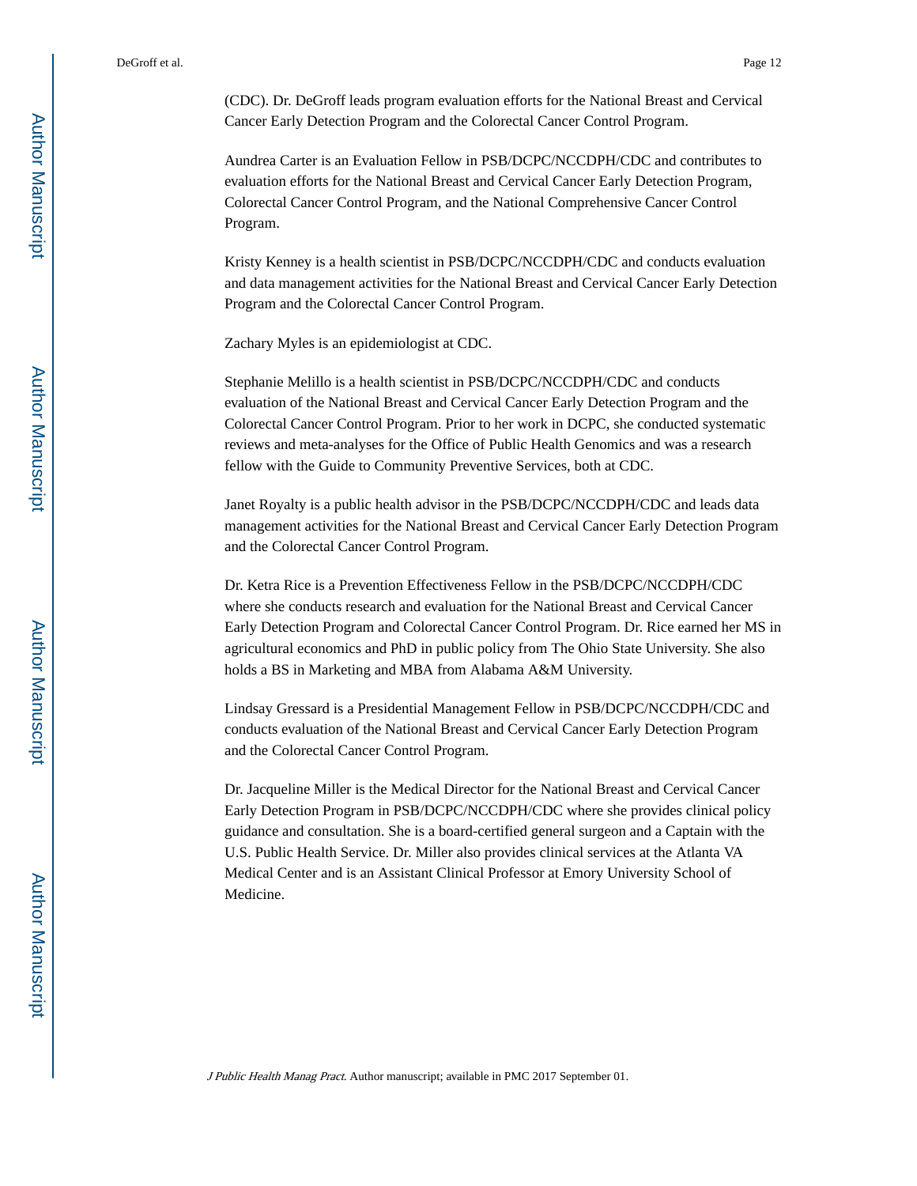(CDC). Dr. DeGroff leads program evaluation efforts for the National Breast and Cervical Cancer Early Detection Program and the Colorectal Cancer Control Program.

Aundrea Carter is an Evaluation Fellow in PSB/DCPC/NCCDPH/CDC and contributes to evaluation efforts for the National Breast and Cervical Cancer Early Detection Program, Colorectal Cancer Control Program, and the National Comprehensive Cancer Control Program.

Kristy Kenney is a health scientist in PSB/DCPC/NCCDPH/CDC and conducts evaluation and data management activities for the National Breast and Cervical Cancer Early Detection Program and the Colorectal Cancer Control Program.

Zachary Myles is an epidemiologist at CDC.

Stephanie Melillo is a health scientist in PSB/DCPC/NCCDPH/CDC and conducts evaluation of the National Breast and Cervical Cancer Early Detection Program and the Colorectal Cancer Control Program. Prior to her work in DCPC, she conducted systematic reviews and meta-analyses for the Office of Public Health Genomics and was a research fellow with the Guide to Community Preventive Services, both at CDC.

Janet Royalty is a public health advisor in the PSB/DCPC/NCCDPH/CDC and leads data management activities for the National Breast and Cervical Cancer Early Detection Program and the Colorectal Cancer Control Program.

Dr. Ketra Rice is a Prevention Effectiveness Fellow in the PSB/DCPC/NCCDPH/CDC where she conducts research and evaluation for the National Breast and Cervical Cancer Early Detection Program and Colorectal Cancer Control Program. Dr. Rice earned her MS in agricultural economics and PhD in public policy from The Ohio State University. She also holds a BS in Marketing and MBA from Alabama A&M University.

Lindsay Gressard is a Presidential Management Fellow in PSB/DCPC/NCCDPH/CDC and conducts evaluation of the National Breast and Cervical Cancer Early Detection Program and the Colorectal Cancer Control Program.

Dr. Jacqueline Miller is the Medical Director for the National Breast and Cervical Cancer Early Detection Program in PSB/DCPC/NCCDPH/CDC where she provides clinical policy guidance and consultation. She is a board-certified general surgeon and a Captain with the U.S. Public Health Service. Dr. Miller also provides clinical services at the Atlanta VA Medical Center and is an Assistant Clinical Professor at Emory University School of Medicine.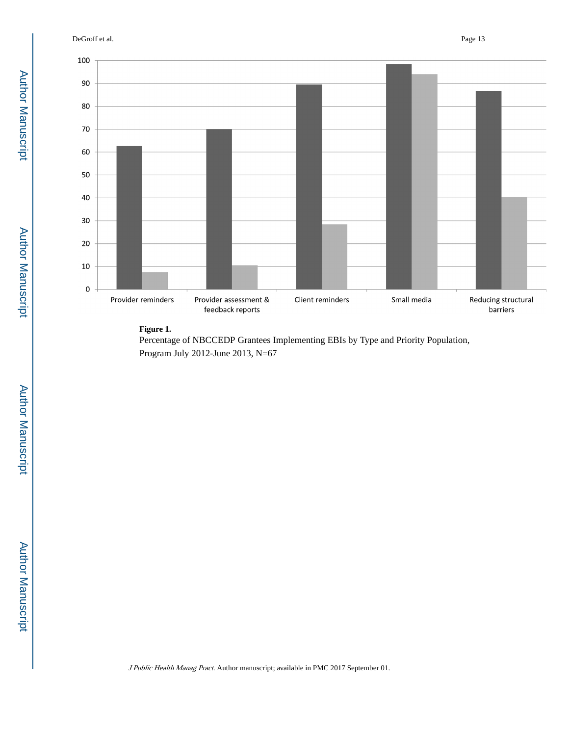**Figure 1.**

Percentage of NBCCEDP Grantees Implementing EBIs by Type and Priority Population, Program July 2012-June 2013, N=67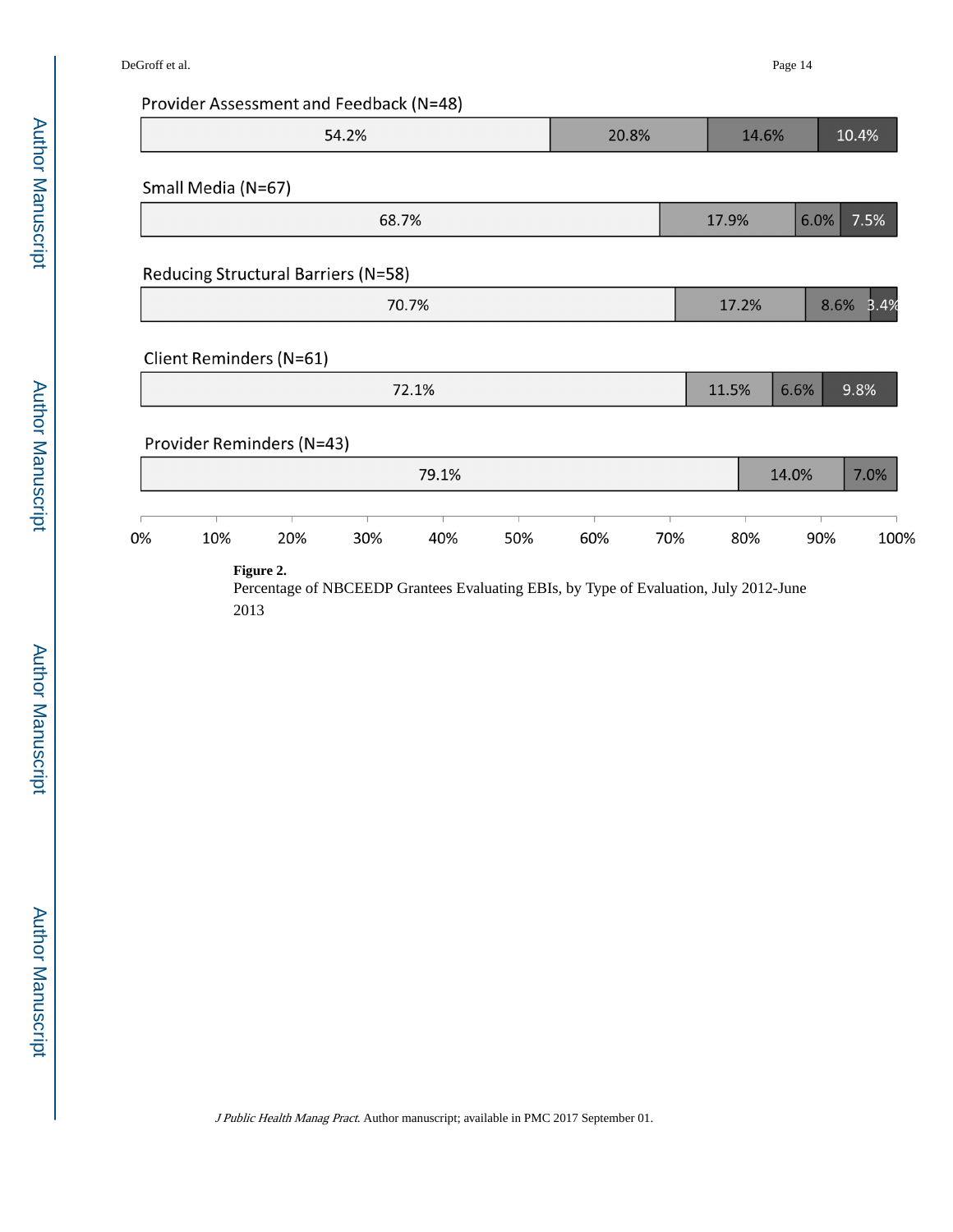Provider Assessment and Feedback (N=48)

| 54.2% | 20.8% | 14.6% | 10.4% |
|---|---|---|---|

Small Media (N=67)

| 68.7% | 17.9% | 6.0% | 7.5% |
|---|---|---|---|

Reducing Structural Barriers (N=58)

| 70.7% | 17.2% | 8.6% | 3.4% |
|---|---|---|---|

Client Reminders (N=61)

| 72.1% | 11.5% | 6.6% | 9.8% |
|---|---|---|---|

Provider Reminders (N=43)

| 79.1% | 14.0% | 7.0% |
|---|---|---|

0% 10% 20% 30% 40% 50% 60% 70% 80% 90% 100%

**Figure 2.**

Percentage of NBCEEDP Grantees Evaluating EBIs, by Type of Evaluation, July 2012-June 2013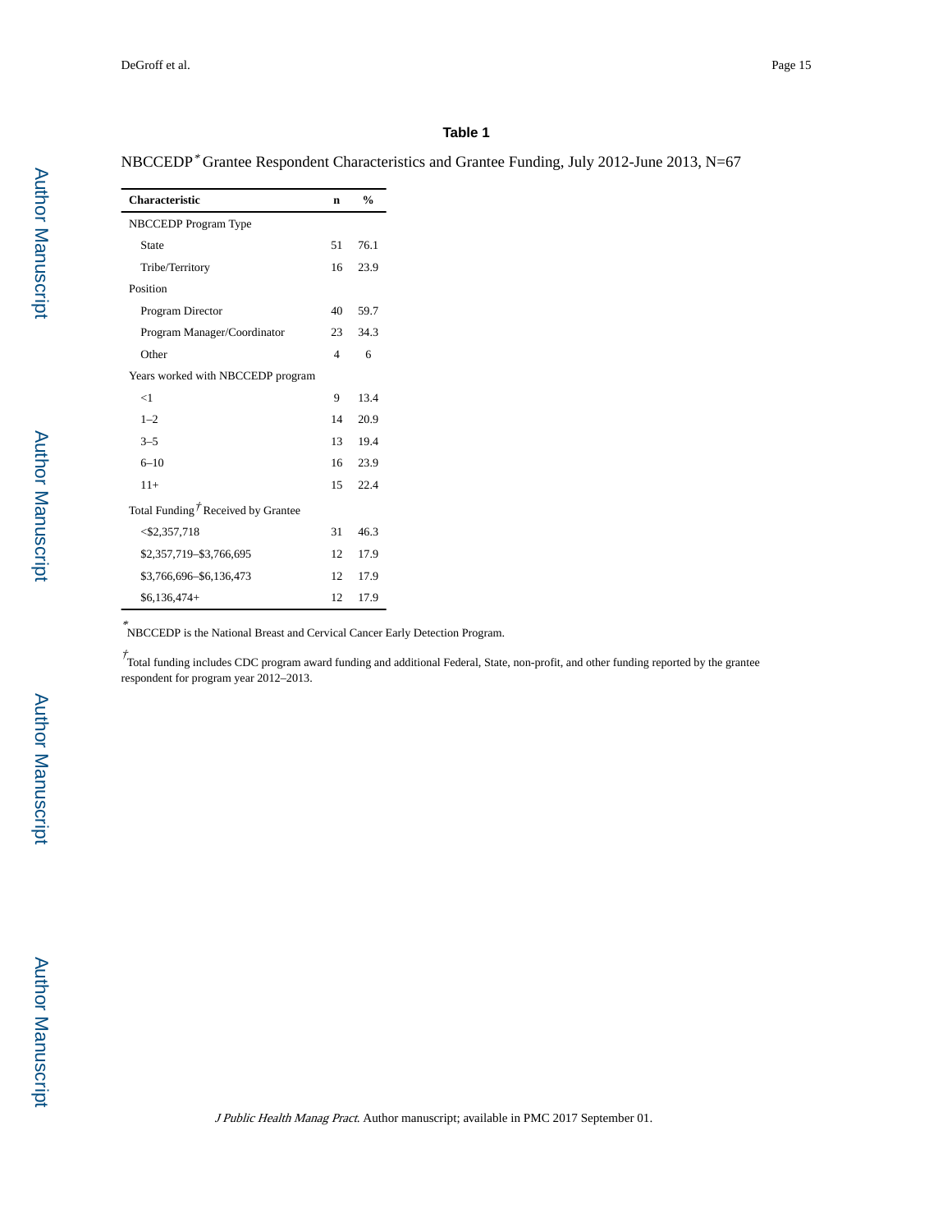**Table 1**

NBCCEDP* Grantee Respondent Characteristics and Grantee Funding, July 2012-June 2013, N=67

| Characteristic | n | % |
|---|---|---|
| NBCCEDP Program Type | | |
| State | 51 | 76.1 |
| Tribe/Territory | 16 | 23.9 |
| Position | | |
| Program Director | 40 | 59.7 |
| Program Manager/Coordinator | 23 | 34.3 |
| Other | 4 | 6 |
| Years worked with NBCCEDP program | | |
| <1 | 9 | 13.4 |
| 1–2 | 14 | 20.9 |
| 3–5 | 13 | 19.4 |
| 6–10 | 16 | 23.9 |
| 11+ | 15 | 22.4 |
| Total Funding† Received by Grantee | | |
| <$2,357,718 | 31 | 46.3 |
| $2,357,719–$3,766,695 | 12 | 17.9 |
| $3,766,696–$6,136,473 | 12 | 17.9 |
| $6,136,474+ | 12 | 17.9 |

*NBCCEDP is the National Breast and Cervical Cancer Early Detection Program.

†Total funding includes CDC program award funding and additional Federal, State, non-profit, and other funding reported by the grantee respondent for program year 2012–2013.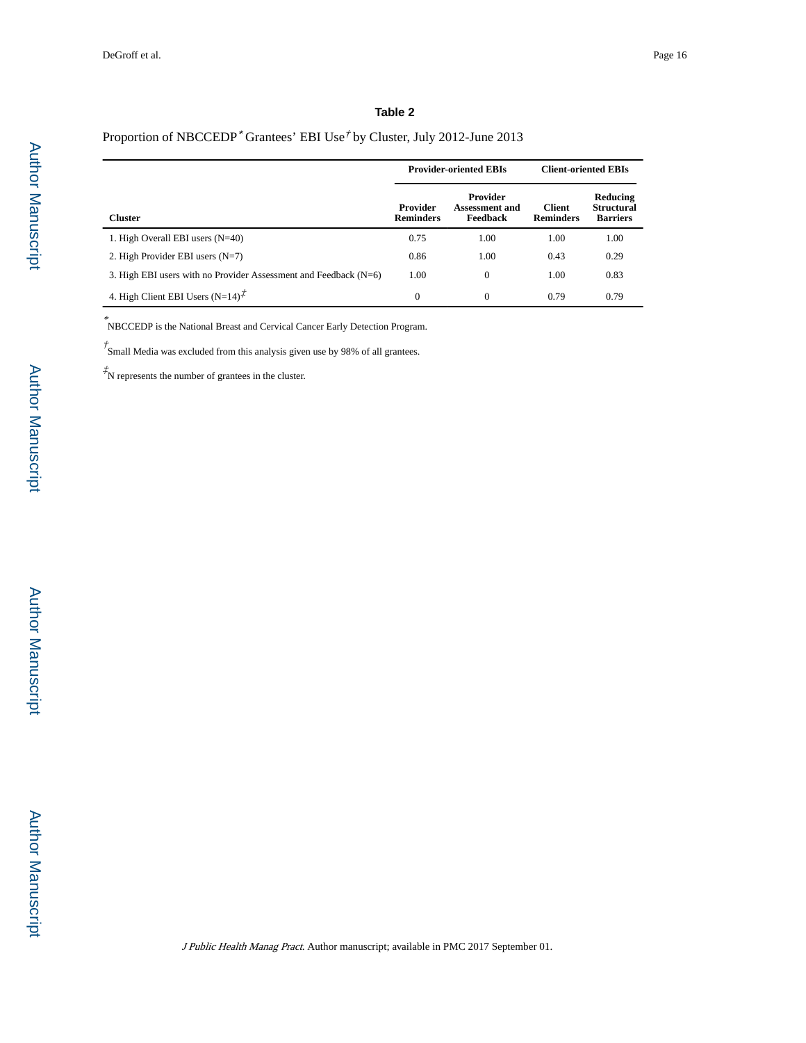## Table 2

Proportion of NBCCEDP* Grantees' EBI Use† by Cluster, July 2012-June 2013

| Cluster | Provider-oriented EBIs | | Client-oriented EBIs | |
|---|---|---|---|---|
| | Provider Reminders | Provider Assessment and Feedback | Client Reminders | Reducing Structural Barriers |
| 1. High Overall EBI users (N=40) | 0.75 | 1.00 | 1.00 | 1.00 |
| 2. High Provider EBI users (N=7) | 0.86 | 1.00 | 0.43 | 0.29 |
| 3. High EBI users with no Provider Assessment and Feedback (N=6) | 1.00 | 0 | 1.00 | 0.83 |
| 4. High Client EBI Users (N=14)‡ | 0 | 0 | 0.79 | 0.79 |

*NBCCEDP is the National Breast and Cervical Cancer Early Detection Program.

†Small Media was excluded from this analysis given use by 98% of all grantees.

‡N represents the number of grantees in the cluster.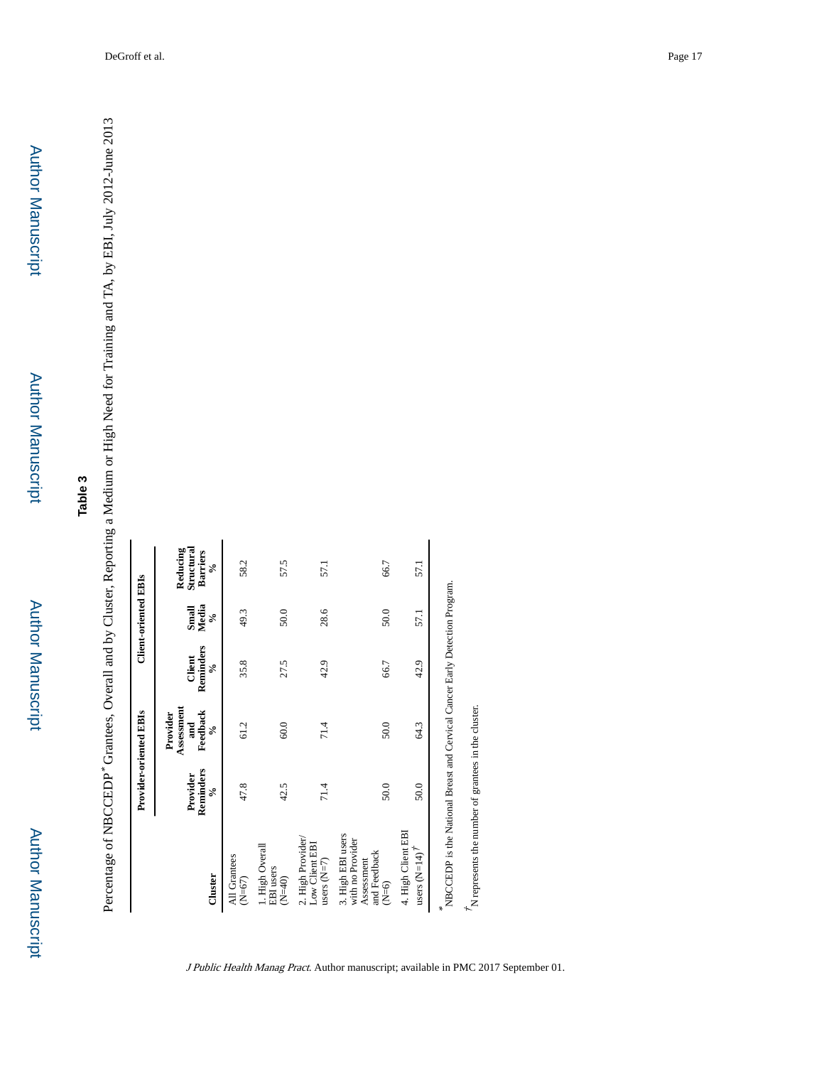## Table 3

Percentage of NBCCEDP* Grantees, Overall and by Cluster, Reporting a Medium or High Need for Training and TA, by EBI, July 2012–June 2013

| Cluster | Provider-oriented EBIs | | Client-oriented EBIs | | |
|---|---|---|---|---|---|
| | Provider Reminders % | Provider Assessment and Feedback % | Client Reminders % | Small Media % | Reducing Structural Barriers % |
| All Grantees (N=67) | 47.8 | 61.2 | 35.8 | 49.3 | 58.2 |
| 1. High Overall EBI users (N=40) | 42.5 | 60.0 | 27.5 | 50.0 | 57.5 |
| 2. High Provider/ Low Client EBI users (N=7) | 71.4 | 71.4 | 42.9 | 28.6 | 57.1 |
| 3. High EBI users with no Provider Assessment and Feedback (N=6) | 50.0 | 50.0 | 66.7 | 50.0 | 66.7 |
| 4. High Client EBI users (N=14)† | 50.0 | 64.3 | 42.9 | 57.1 | 57.1 |

*NBCCEDP is the National Breast and Cervical Cancer Early Detection Program.

†N represents the number of grantees in the cluster.